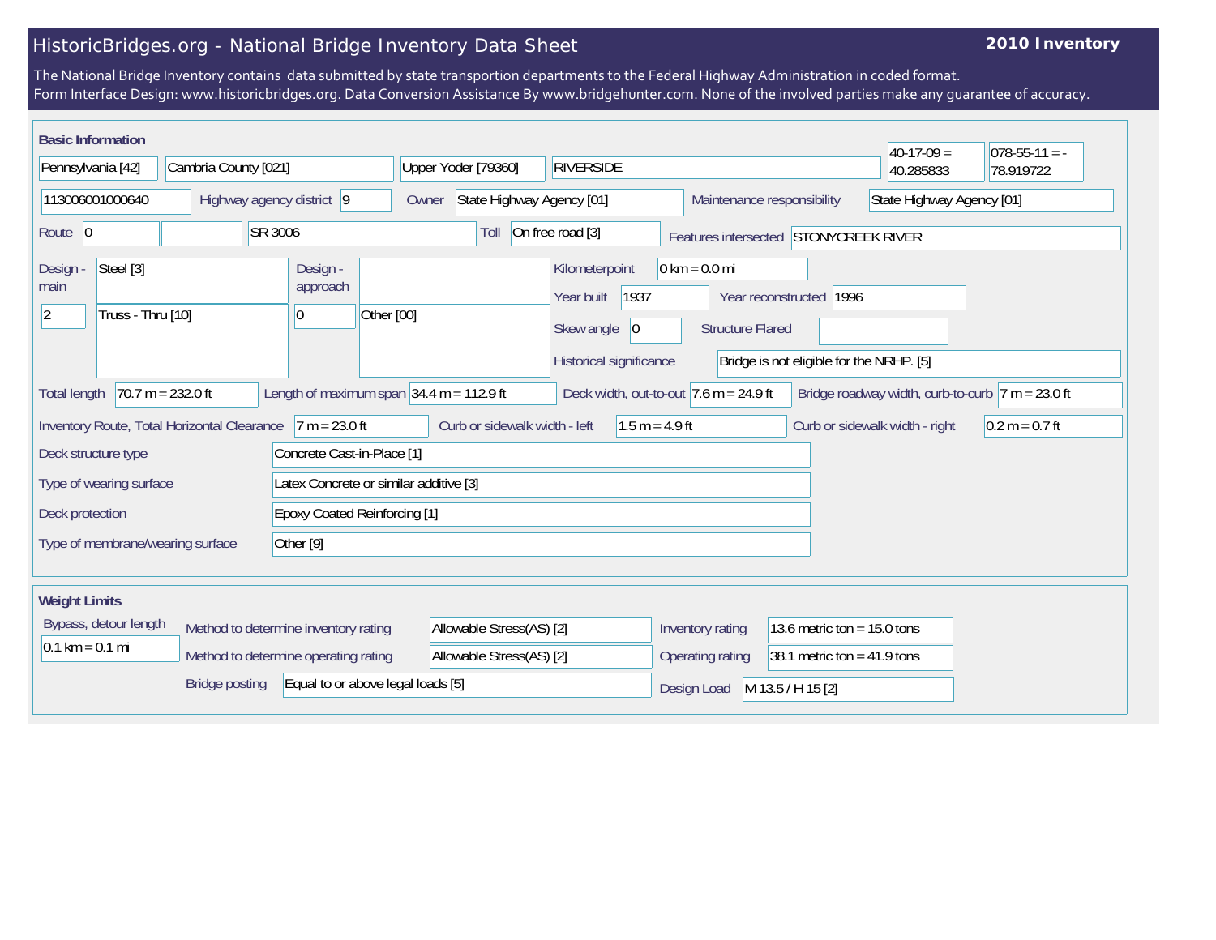# HistoricBridges.org - National Bridge Inventory Data Sheet

**2010 Inventory**

The National Bridge Inventory contains data submitted by state transportion departments to the Federal Highway Administration in coded format.
Form Interface Design: www.historicbridges.org. Data Conversion Assistance By www.bridgehunter.com. None of the involved parties make any guarantee of accuracy.

## Basic Information

| | |
|---|---|
| State | Pennsylvania [42] |
| County | Cambria County [021] |
| Place | Upper Yoder [79360] |
| Location | RIVERSIDE |
| Latitude | 40-17-09 = 40.285833 |
| Longitude | 078-55-11 = -78.919722 |
| Structure Number | 113006001000640 |
| Highway agency district | 9 |
| Owner | State Highway Agency [01] |
| Maintenance responsibility | State Highway Agency [01] |
| Route | 0 |
| Facility | SR 3006 |
| Toll | On free road [3] |
| Features intersected | STONYCREEK RIVER |
| Design - main | Steel [3] |
| | 2 — Truss - Thru [10] |
| Design - approach | 0 — Other [00] |
| Kilometerpoint | 0 km = 0.0 mi |
| Year built | 1937 |
| Year reconstructed | 1996 |
| Skew angle | 0 |
| Structure Flared | |
| Historical significance | Bridge is not eligible for the NRHP. [5] |
| Total length | 70.7 m = 232.0 ft |
| Length of maximum span | 34.4 m = 112.9 ft |
| Deck width, out-to-out | 7.6 m = 24.9 ft |
| Bridge roadway width, curb-to-curb | 7 m = 23.0 ft |
| Inventory Route, Total Horizontal Clearance | 7 m = 23.0 ft |
| Curb or sidewalk width - left | 1.5 m = 4.9 ft |
| Curb or sidewalk width - right | 0.2 m = 0.7 ft |
| Deck structure type | Concrete Cast-in-Place [1] |
| Type of wearing surface | Latex Concrete or similar additive [3] |
| Deck protection | Epoxy Coated Reinforcing [1] |
| Type of membrane/wearing surface | Other [9] |

## Weight Limits

| | |
|---|---|
| Bypass, detour length | 0.1 km = 0.1 mi |
| Method to determine inventory rating | Allowable Stress(AS) [2] |
| Method to determine operating rating | Allowable Stress(AS) [2] |
| Inventory rating | 13.6 metric ton = 15.0 tons |
| Operating rating | 38.1 metric ton = 41.9 tons |
| Bridge posting | Equal to or above legal loads [5] |
| Design Load | M 13.5 / H 15 [2] |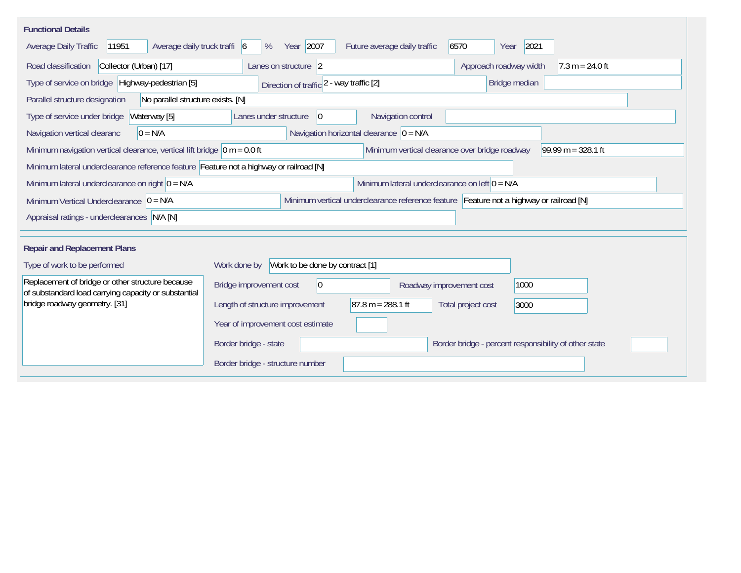## Functional Details

| Field | Value |
|---|---|
| Average Daily Traffic | 11951 |
| Average daily truck traffi | 6 % |
| Year | 2007 |
| Future average daily traffic | 6570 |
| Year | 2021 |
| Road classification | Collector (Urban) [17] |
| Lanes on structure | 2 |
| Approach roadway width | 7.3 m = 24.0 ft |
| Type of service on bridge | Highway-pedestrian [5] |
| Direction of traffic | 2 - way traffic [2] |
| Bridge median | |
| Parallel structure designation | No parallel structure exists. [N] |
| Type of service under bridge | Waterway [5] |
| Lanes under structure | 0 |
| Navigation control | |
| Navigation vertical clearanc | 0 = N/A |
| Navigation horizontal clearance | 0 = N/A |
| Minimum navigation vertical clearance, vertical lift bridge | 0 m = 0.0 ft |
| Minimum vertical clearance over bridge roadway | 99.99 m = 328.1 ft |
| Minimum lateral underclearance reference feature | Feature not a highway or railroad [N] |
| Minimum lateral underclearance on right | 0 = N/A |
| Minimum lateral underclearance on left | 0 = N/A |
| Minimum Vertical Underclearance | 0 = N/A |
| Minimum vertical underclearance reference feature | Feature not a highway or railroad [N] |
| Appraisal ratings - underclearances | N/A [N] |

## Repair and Replacement Plans

| Field | Value |
|---|---|
| Type of work to be performed | Replacement of bridge or other structure because of substandard load carrying capacity or substantial bridge roadway geometry. [31] |
| Work done by | Work to be done by contract [1] |
| Bridge improvement cost | 0 |
| Roadway improvement cost | 1000 |
| Length of structure improvement | 87.8 m = 288.1 ft |
| Total project cost | 3000 |
| Year of improvement cost estimate | |
| Border bridge - state | |
| Border bridge - percent responsibility of other state | |
| Border bridge - structure number | |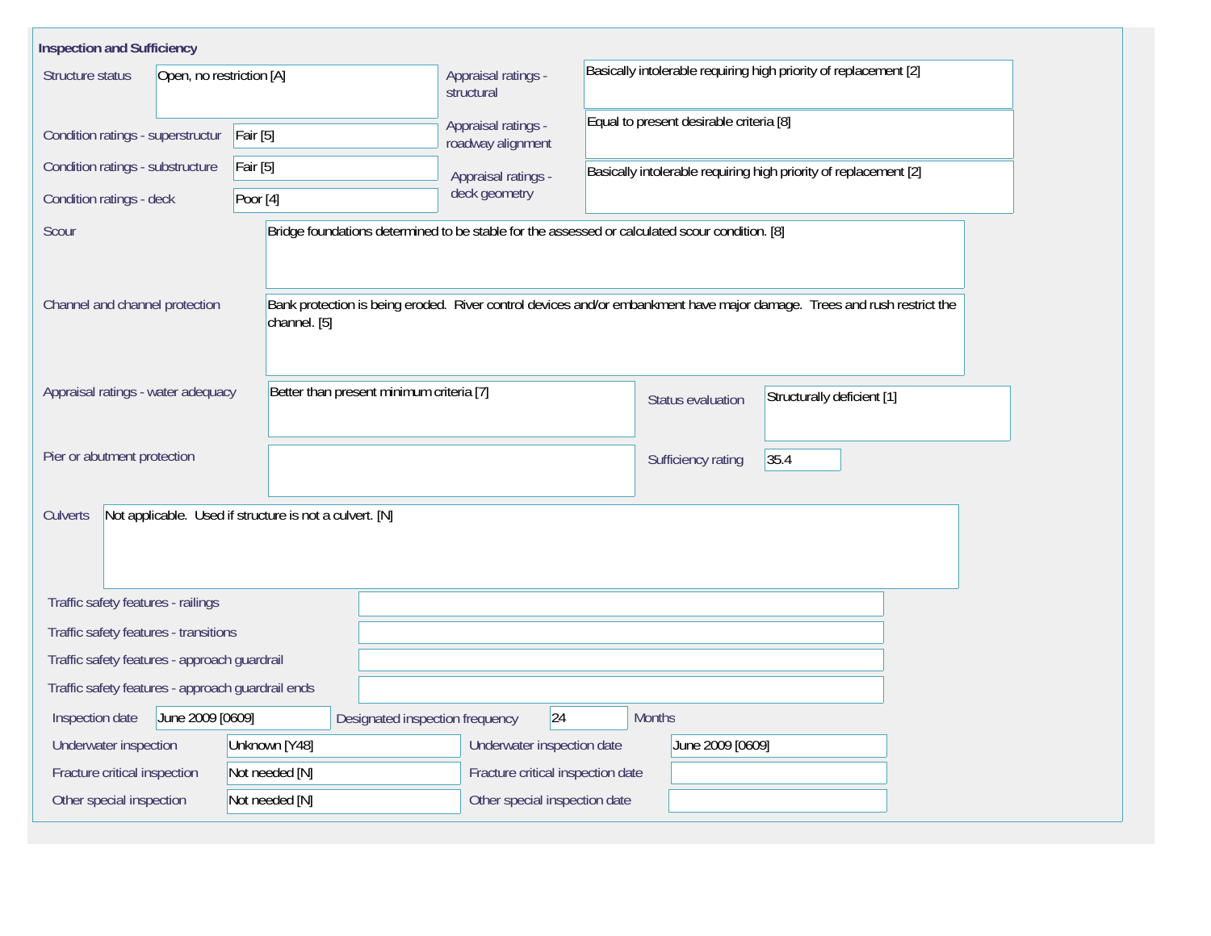## Inspection and Sufficiency

| | |
|---|---|
| Structure status | Open, no restriction [A] |
| Appraisal ratings - structural | Basically intolerable requiring high priority of replacement [2] |
| Condition ratings - superstructur | Fair [5] |
| Appraisal ratings - roadway alignment | Equal to present desirable criteria [8] |
| Condition ratings - substructure | Fair [5] |
| Appraisal ratings - deck geometry | Basically intolerable requiring high priority of replacement [2] |
| Condition ratings - deck | Poor [4] |
| Scour | Bridge foundations determined to be stable for the assessed or calculated scour condition. [8] |
| Channel and channel protection | Bank protection is being eroded. River control devices and/or embankment have major damage. Trees and rush restrict the channel. [5] |
| Appraisal ratings - water adequacy | Better than present minimum criteria [7] |
| Status evaluation | Structurally deficient [1] |
| Pier or abutment protection | |
| Sufficiency rating | 35.4 |
| Culverts | Not applicable. Used if structure is not a culvert. [N] |
| Traffic safety features - railings | |
| Traffic safety features - transitions | |
| Traffic safety features - approach guardrail | |
| Traffic safety features - approach guardrail ends | |
| Inspection date | June 2009 [0609] |
| Designated inspection frequency | 24 Months |
| Underwater inspection | Unknown [Y48] |
| Underwater inspection date | June 2009 [0609] |
| Fracture critical inspection | Not needed [N] |
| Fracture critical inspection date | |
| Other special inspection | Not needed [N] |
| Other special inspection date | |